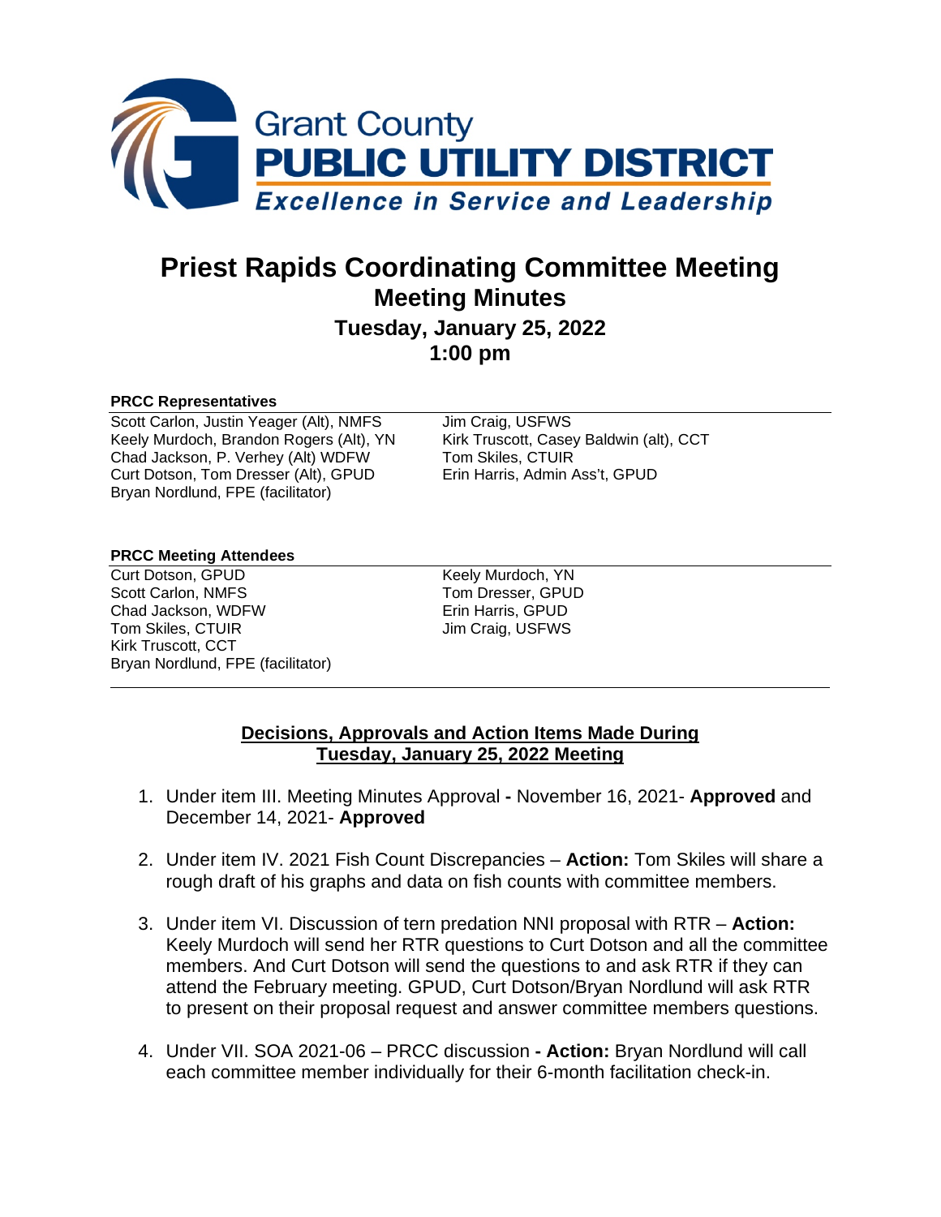Grant County
**PUBLIC UTILITY DISTRICT**
*Excellence in Service and Leadership*

# Priest Rapids Coordinating Committee Meeting

## Meeting Minutes

### Tuesday, January 25, 2022

### 1:00 pm

**PRCC Representatives**

Scott Carlon, Justin Yeager (Alt), NMFS
Keely Murdoch, Brandon Rogers (Alt), YN
Chad Jackson, P. Verhey (Alt) WDFW
Curt Dotson, Tom Dresser (Alt), GPUD
Bryan Nordlund, FPE (facilitator)
Jim Craig, USFWS
Kirk Truscott, Casey Baldwin (alt), CCT
Tom Skiles, CTUIR
Erin Harris, Admin Ass't, GPUD

**PRCC Meeting Attendees**

Curt Dotson, GPUD
Scott Carlon, NMFS
Chad Jackson, WDFW
Tom Skiles, CTUIR
Kirk Truscott, CCT
Bryan Nordlund, FPE (facilitator)
Keely Murdoch, YN
Tom Dresser, GPUD
Erin Harris, GPUD
Jim Craig, USFWS

**Decisions, Approvals and Action Items Made During Tuesday, January 25, 2022 Meeting**

1. Under item III. Meeting Minutes Approval **-** November 16, 2021- **Approved** and December 14, 2021- **Approved**

2. Under item IV. 2021 Fish Count Discrepancies – **Action:** Tom Skiles will share a rough draft of his graphs and data on fish counts with committee members.

3. Under item VI. Discussion of tern predation NNI proposal with RTR – **Action:** Keely Murdoch will send her RTR questions to Curt Dotson and all the committee members. And Curt Dotson will send the questions to and ask RTR if they can attend the February meeting. GPUD, Curt Dotson/Bryan Nordlund will ask RTR to present on their proposal request and answer committee members questions.

4. Under VII. SOA 2021-06 – PRCC discussion **- Action:** Bryan Nordlund will call each committee member individually for their 6-month facilitation check-in.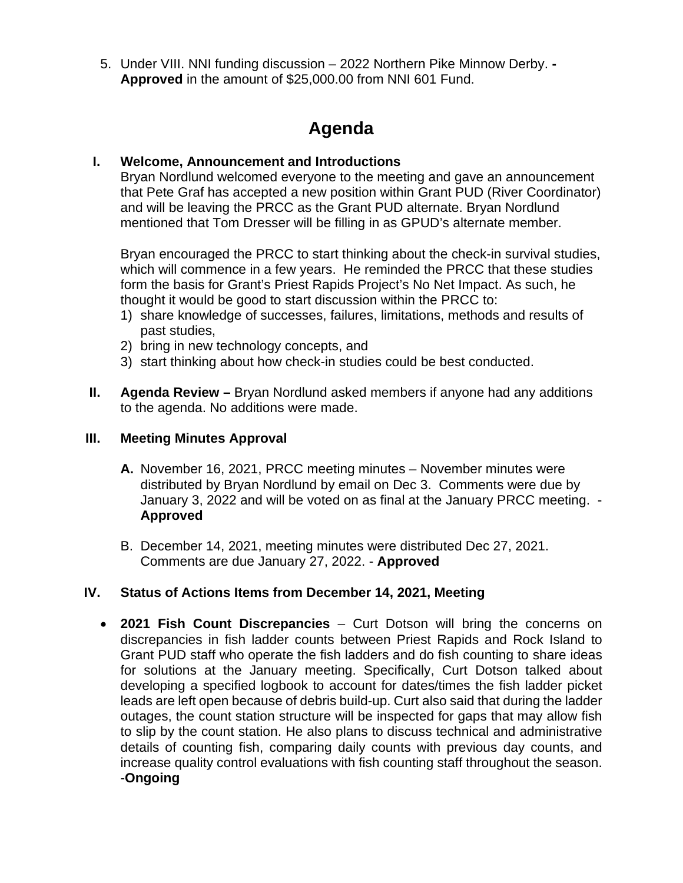5. Under VIII. NNI funding discussion – 2022 Northern Pike Minnow Derby. **- Approved** in the amount of $25,000.00 from NNI 601 Fund.

# Agenda

**I. Welcome, Announcement and Introductions**

Bryan Nordlund welcomed everyone to the meeting and gave an announcement that Pete Graf has accepted a new position within Grant PUD (River Coordinator) and will be leaving the PRCC as the Grant PUD alternate. Bryan Nordlund mentioned that Tom Dresser will be filling in as GPUD's alternate member.

Bryan encouraged the PRCC to start thinking about the check-in survival studies, which will commence in a few years. He reminded the PRCC that these studies form the basis for Grant's Priest Rapids Project's No Net Impact. As such, he thought it would be good to start discussion within the PRCC to:

1) share knowledge of successes, failures, limitations, methods and results of past studies,
2) bring in new technology concepts, and
3) start thinking about how check-in studies could be best conducted.

**II. Agenda Review –** Bryan Nordlund asked members if anyone had any additions to the agenda. No additions were made.

**III. Meeting Minutes Approval**

**A.** November 16, 2021, PRCC meeting minutes – November minutes were distributed by Bryan Nordlund by email on Dec 3. Comments were due by January 3, 2022 and will be voted on as final at the January PRCC meeting. - **Approved**

B. December 14, 2021, meeting minutes were distributed Dec 27, 2021. Comments are due January 27, 2022. - **Approved**

**IV. Status of Actions Items from December 14, 2021, Meeting**

- **2021 Fish Count Discrepancies** – Curt Dotson will bring the concerns on discrepancies in fish ladder counts between Priest Rapids and Rock Island to Grant PUD staff who operate the fish ladders and do fish counting to share ideas for solutions at the January meeting. Specifically, Curt Dotson talked about developing a specified logbook to account for dates/times the fish ladder picket leads are left open because of debris build-up. Curt also said that during the ladder outages, the count station structure will be inspected for gaps that may allow fish to slip by the count station. He also plans to discuss technical and administrative details of counting fish, comparing daily counts with previous day counts, and increase quality control evaluations with fish counting staff throughout the season. -**Ongoing**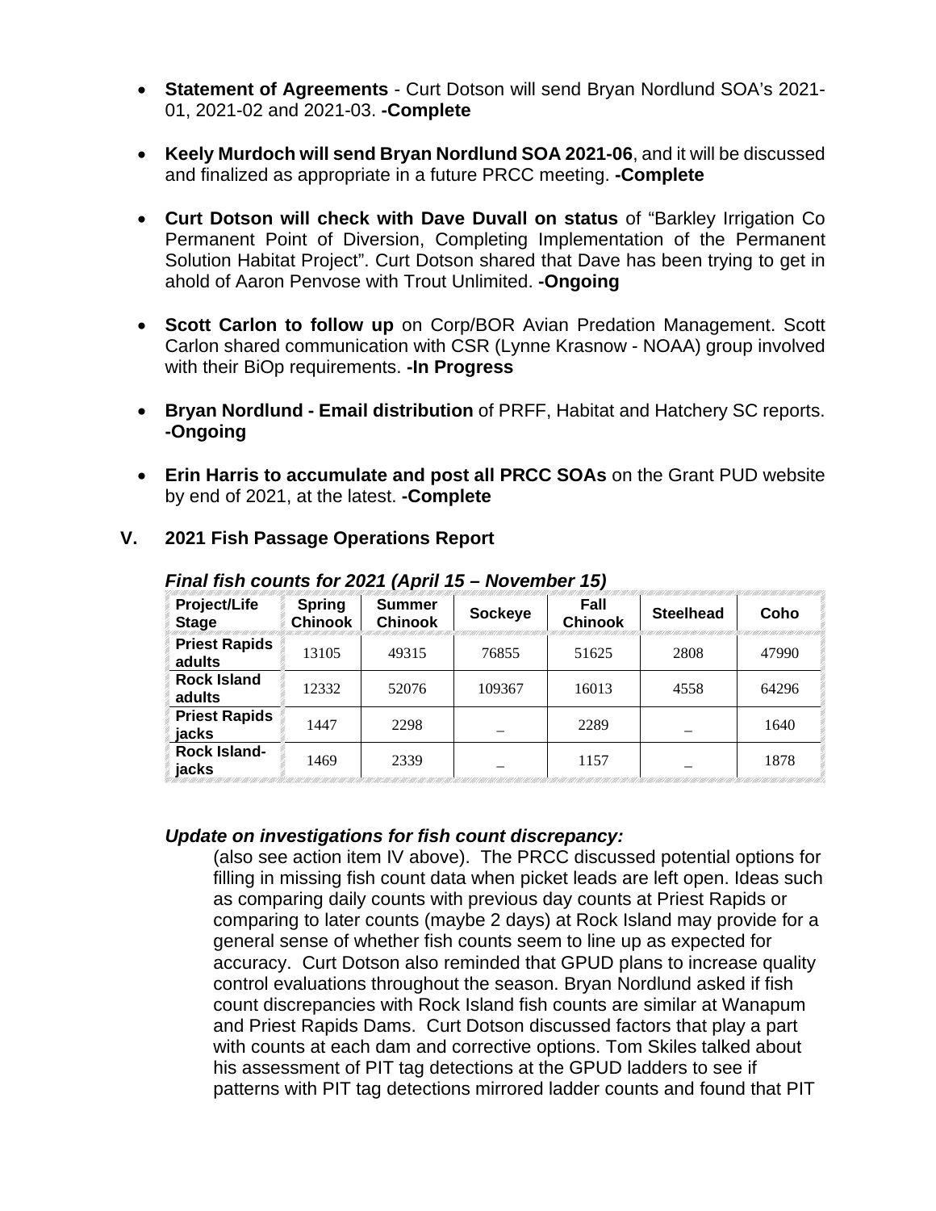- **Statement of Agreements** - Curt Dotson will send Bryan Nordlund SOA's 2021-01, 2021-02 and 2021-03. **-Complete**

- **Keely Murdoch will send Bryan Nordlund SOA 2021-06**, and it will be discussed and finalized as appropriate in a future PRCC meeting. **-Complete**

- **Curt Dotson will check with Dave Duvall on status** of "Barkley Irrigation Co Permanent Point of Diversion, Completing Implementation of the Permanent Solution Habitat Project". Curt Dotson shared that Dave has been trying to get in ahold of Aaron Penvose with Trout Unlimited. **-Ongoing**

- **Scott Carlon to follow up** on Corp/BOR Avian Predation Management. Scott Carlon shared communication with CSR (Lynne Krasnow - NOAA) group involved with their BiOp requirements. **-In Progress**

- **Bryan Nordlund - Email distribution** of PRFF, Habitat and Hatchery SC reports. **-Ongoing**

- **Erin Harris to accumulate and post all PRCC SOAs** on the Grant PUD website by end of 2021, at the latest. **-Complete**

## V. 2021 Fish Passage Operations Report

***Final fish counts for 2021 (April 15 – November 15)***

| Project/Life Stage | Spring Chinook | Summer Chinook | Sockeye | Fall Chinook | Steelhead | Coho |
|---|---|---|---|---|---|---|
| Priest Rapids adults | 13105 | 49315 | 76855 | 51625 | 2808 | 47990 |
| Rock Island adults | 12332 | 52076 | 109367 | 16013 | 4558 | 64296 |
| Priest Rapids jacks | 1447 | 2298 | _ | 2289 | _ | 1640 |
| Rock Island-jacks | 1469 | 2339 | _ | 1157 | _ | 1878 |

***Update on investigations for fish count discrepancy:***

(also see action item IV above). The PRCC discussed potential options for filling in missing fish count data when picket leads are left open. Ideas such as comparing daily counts with previous day counts at Priest Rapids or comparing to later counts (maybe 2 days) at Rock Island may provide for a general sense of whether fish counts seem to line up as expected for accuracy. Curt Dotson also reminded that GPUD plans to increase quality control evaluations throughout the season. Bryan Nordlund asked if fish count discrepancies with Rock Island fish counts are similar at Wanapum and Priest Rapids Dams. Curt Dotson discussed factors that play a part with counts at each dam and corrective options. Tom Skiles talked about his assessment of PIT tag detections at the GPUD ladders to see if patterns with PIT tag detections mirrored ladder counts and found that PIT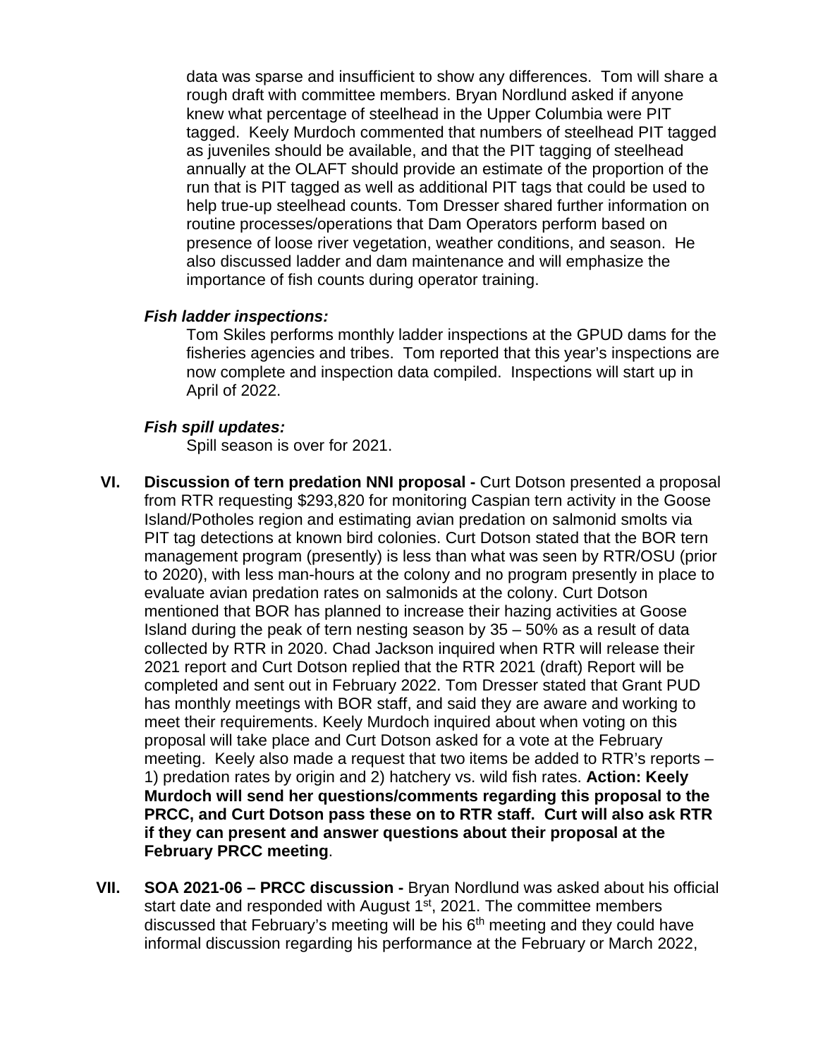data was sparse and insufficient to show any differences. Tom will share a rough draft with committee members. Bryan Nordlund asked if anyone knew what percentage of steelhead in the Upper Columbia were PIT tagged. Keely Murdoch commented that numbers of steelhead PIT tagged as juveniles should be available, and that the PIT tagging of steelhead annually at the OLAFT should provide an estimate of the proportion of the run that is PIT tagged as well as additional PIT tags that could be used to help true-up steelhead counts. Tom Dresser shared further information on routine processes/operations that Dam Operators perform based on presence of loose river vegetation, weather conditions, and season. He also discussed ladder and dam maintenance and will emphasize the importance of fish counts during operator training.

***Fish ladder inspections:***

Tom Skiles performs monthly ladder inspections at the GPUD dams for the fisheries agencies and tribes. Tom reported that this year's inspections are now complete and inspection data compiled. Inspections will start up in April of 2022.

***Fish spill updates:***

Spill season is over for 2021.

**VI. Discussion of tern predation NNI proposal -** Curt Dotson presented a proposal from RTR requesting $293,820 for monitoring Caspian tern activity in the Goose Island/Potholes region and estimating avian predation on salmonid smolts via PIT tag detections at known bird colonies. Curt Dotson stated that the BOR tern management program (presently) is less than what was seen by RTR/OSU (prior to 2020), with less man-hours at the colony and no program presently in place to evaluate avian predation rates on salmonids at the colony. Curt Dotson mentioned that BOR has planned to increase their hazing activities at Goose Island during the peak of tern nesting season by 35 – 50% as a result of data collected by RTR in 2020. Chad Jackson inquired when RTR will release their 2021 report and Curt Dotson replied that the RTR 2021 (draft) Report will be completed and sent out in February 2022. Tom Dresser stated that Grant PUD has monthly meetings with BOR staff, and said they are aware and working to meet their requirements. Keely Murdoch inquired about when voting on this proposal will take place and Curt Dotson asked for a vote at the February meeting. Keely also made a request that two items be added to RTR's reports – 1) predation rates by origin and 2) hatchery vs. wild fish rates. **Action: Keely Murdoch will send her questions/comments regarding this proposal to the PRCC, and Curt Dotson pass these on to RTR staff. Curt will also ask RTR if they can present and answer questions about their proposal at the February PRCC meeting**.

**VII. SOA 2021-06 – PRCC discussion -** Bryan Nordlund was asked about his official start date and responded with August 1st, 2021. The committee members discussed that February's meeting will be his 6th meeting and they could have informal discussion regarding his performance at the February or March 2022,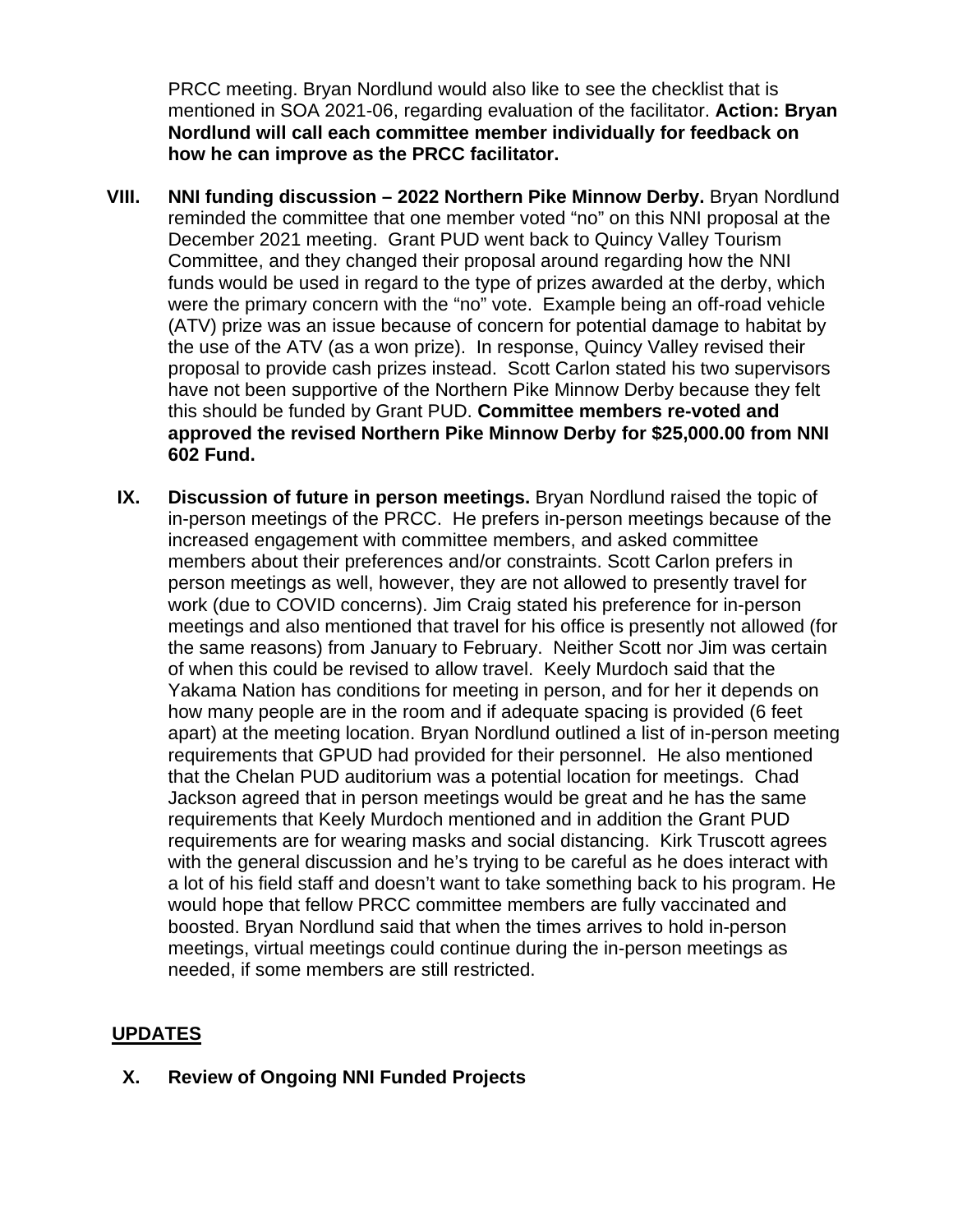PRCC meeting. Bryan Nordlund would also like to see the checklist that is mentioned in SOA 2021-06, regarding evaluation of the facilitator. **Action: Bryan Nordlund will call each committee member individually for feedback on how he can improve as the PRCC facilitator.**

VIII. **NNI funding discussion – 2022 Northern Pike Minnow Derby.** Bryan Nordlund reminded the committee that one member voted "no" on this NNI proposal at the December 2021 meeting. Grant PUD went back to Quincy Valley Tourism Committee, and they changed their proposal around regarding how the NNI funds would be used in regard to the type of prizes awarded at the derby, which were the primary concern with the "no" vote. Example being an off-road vehicle (ATV) prize was an issue because of concern for potential damage to habitat by the use of the ATV (as a won prize). In response, Quincy Valley revised their proposal to provide cash prizes instead. Scott Carlon stated his two supervisors have not been supportive of the Northern Pike Minnow Derby because they felt this should be funded by Grant PUD. **Committee members re-voted and approved the revised Northern Pike Minnow Derby for $25,000.00 from NNI 602 Fund.**

IX. **Discussion of future in person meetings.** Bryan Nordlund raised the topic of in-person meetings of the PRCC. He prefers in-person meetings because of the increased engagement with committee members, and asked committee members about their preferences and/or constraints. Scott Carlon prefers in person meetings as well, however, they are not allowed to presently travel for work (due to COVID concerns). Jim Craig stated his preference for in-person meetings and also mentioned that travel for his office is presently not allowed (for the same reasons) from January to February. Neither Scott nor Jim was certain of when this could be revised to allow travel. Keely Murdoch said that the Yakama Nation has conditions for meeting in person, and for her it depends on how many people are in the room and if adequate spacing is provided (6 feet apart) at the meeting location. Bryan Nordlund outlined a list of in-person meeting requirements that GPUD had provided for their personnel. He also mentioned that the Chelan PUD auditorium was a potential location for meetings. Chad Jackson agreed that in person meetings would be great and he has the same requirements that Keely Murdoch mentioned and in addition the Grant PUD requirements are for wearing masks and social distancing. Kirk Truscott agrees with the general discussion and he's trying to be careful as he does interact with a lot of his field staff and doesn't want to take something back to his program. He would hope that fellow PRCC committee members are fully vaccinated and boosted. Bryan Nordlund said that when the times arrives to hold in-person meetings, virtual meetings could continue during the in-person meetings as needed, if some members are still restricted.

## UPDATES

X. **Review of Ongoing NNI Funded Projects**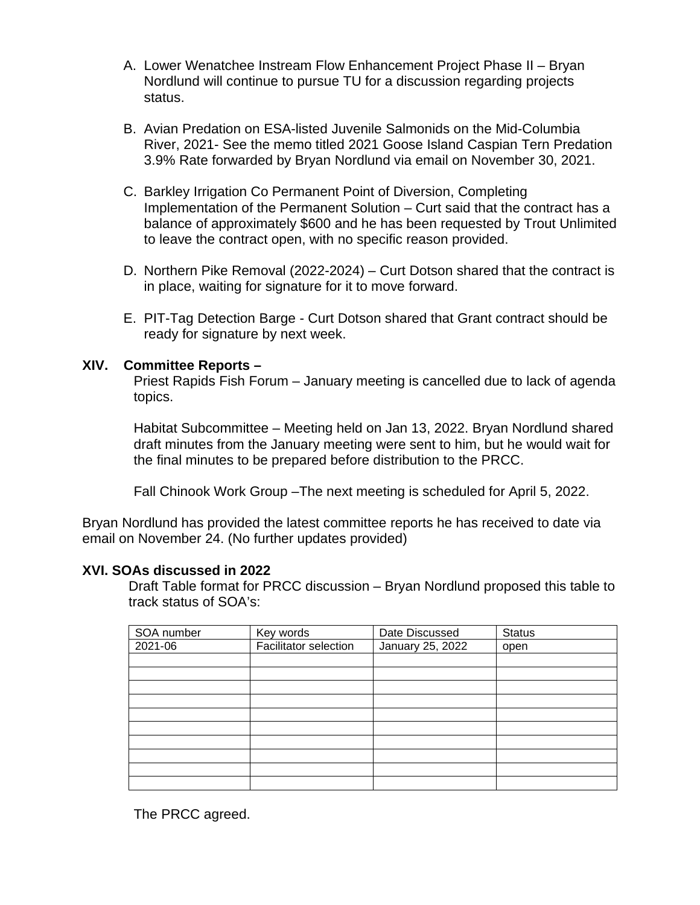A. Lower Wenatchee Instream Flow Enhancement Project Phase II – Bryan Nordlund will continue to pursue TU for a discussion regarding projects status.

B. Avian Predation on ESA-listed Juvenile Salmonids on the Mid-Columbia River, 2021- See the memo titled 2021 Goose Island Caspian Tern Predation 3.9% Rate forwarded by Bryan Nordlund via email on November 30, 2021.

C. Barkley Irrigation Co Permanent Point of Diversion, Completing Implementation of the Permanent Solution – Curt said that the contract has a balance of approximately $600 and he has been requested by Trout Unlimited to leave the contract open, with no specific reason provided.

D. Northern Pike Removal (2022-2024) – Curt Dotson shared that the contract is in place, waiting for signature for it to move forward.

E. PIT-Tag Detection Barge - Curt Dotson shared that Grant contract should be ready for signature by next week.

## XIV. Committee Reports –

Priest Rapids Fish Forum – January meeting is cancelled due to lack of agenda topics.

Habitat Subcommittee – Meeting held on Jan 13, 2022. Bryan Nordlund shared draft minutes from the January meeting were sent to him, but he would wait for the final minutes to be prepared before distribution to the PRCC.

Fall Chinook Work Group –The next meeting is scheduled for April 5, 2022.

Bryan Nordlund has provided the latest committee reports he has received to date via email on November 24. (No further updates provided)

## XVI. SOAs discussed in 2022

Draft Table format for PRCC discussion – Bryan Nordlund proposed this table to track status of SOA's:

| SOA number | Key words | Date Discussed | Status |
|---|---|---|---|
| 2021-06 | Facilitator selection | January 25, 2022 | open |
| | | | |
| | | | |
| | | | |
| | | | |
| | | | |
| | | | |
| | | | |
| | | | |
| | | | |
| | | | |

The PRCC agreed.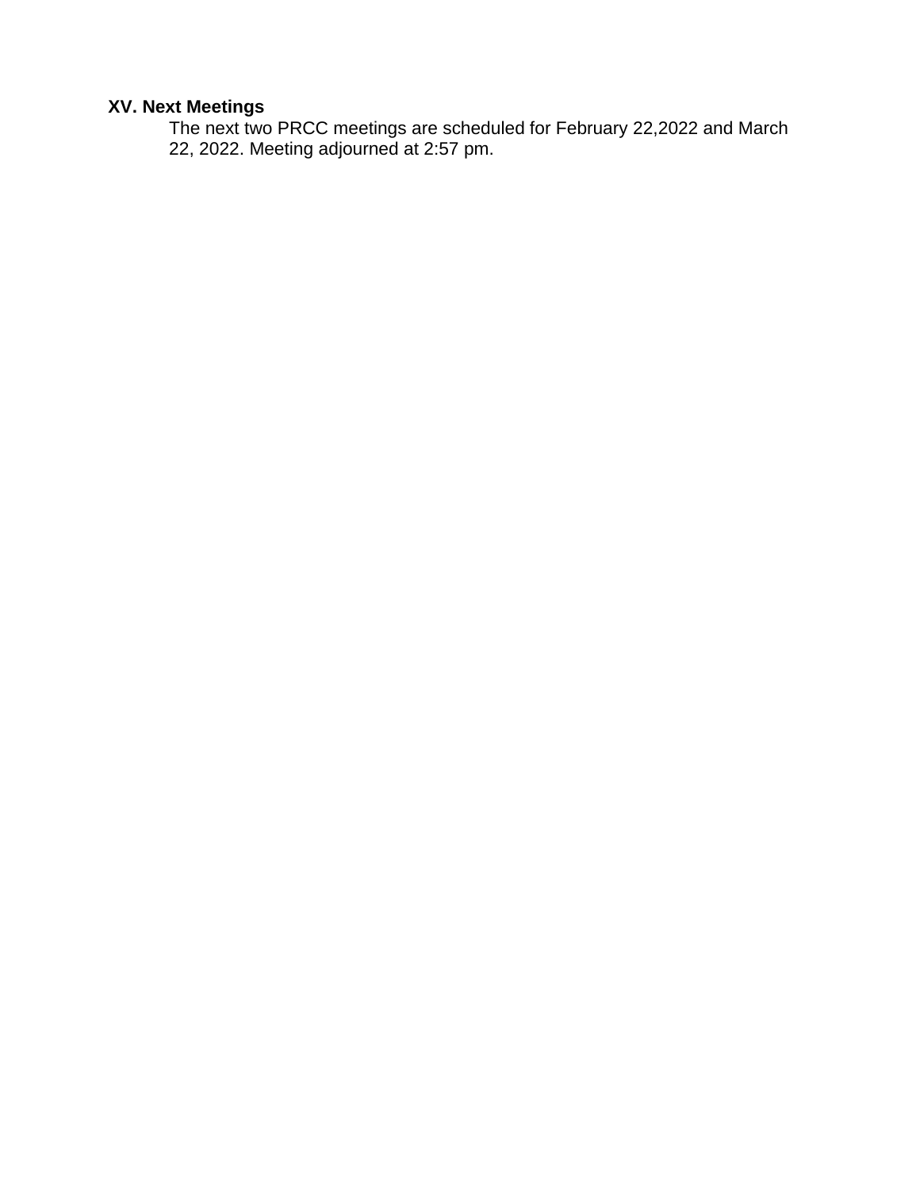**XV. Next Meetings**

The next two PRCC meetings are scheduled for February 22,2022 and March 22, 2022. Meeting adjourned at 2:57 pm.